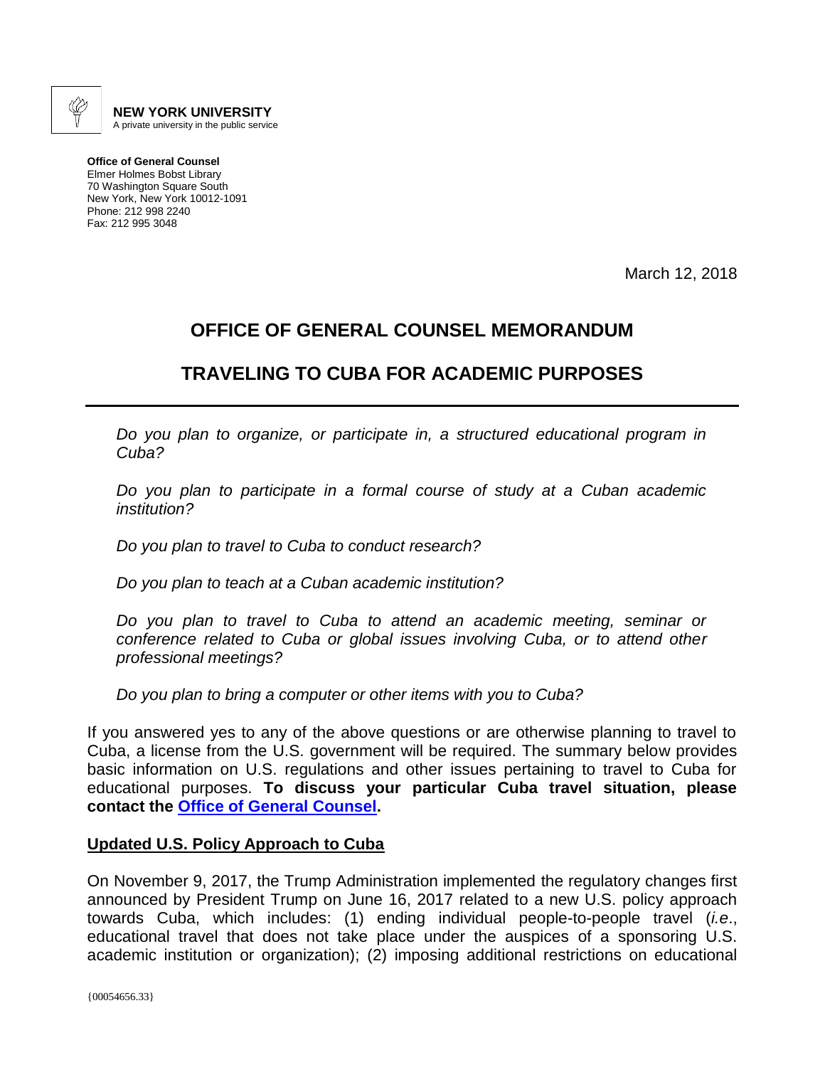**NEW YORK UNIVERSITY**
A private university in the public service

**Office of General Counsel**
Elmer Holmes Bobst Library
70 Washington Square South
New York, New York 10012-1091
Phone: 212 998 2240
Fax: 212 995 3048

March 12, 2018

# OFFICE OF GENERAL COUNSEL MEMORANDUM

# TRAVELING TO CUBA FOR ACADEMIC PURPOSES

---

*Do you plan to organize, or participate in, a structured educational program in Cuba?*

*Do you plan to participate in a formal course of study at a Cuban academic institution?*

*Do you plan to travel to Cuba to conduct research?*

*Do you plan to teach at a Cuban academic institution?*

*Do you plan to travel to Cuba to attend an academic meeting, seminar or conference related to Cuba or global issues involving Cuba, or to attend other professional meetings?*

*Do you plan to bring a computer or other items with you to Cuba?*

If you answered yes to any of the above questions or are otherwise planning to travel to Cuba, a license from the U.S. government will be required. The summary below provides basic information on U.S. regulations and other issues pertaining to travel to Cuba for educational purposes. **To discuss your particular Cuba travel situation, please contact the Office of General Counsel.**

## Updated U.S. Policy Approach to Cuba

On November 9, 2017, the Trump Administration implemented the regulatory changes first announced by President Trump on June 16, 2017 related to a new U.S. policy approach towards Cuba, which includes: (1) ending individual people-to-people travel (*i.e.*, educational travel that does not take place under the auspices of a sponsoring U.S. academic institution or organization); (2) imposing additional restrictions on educational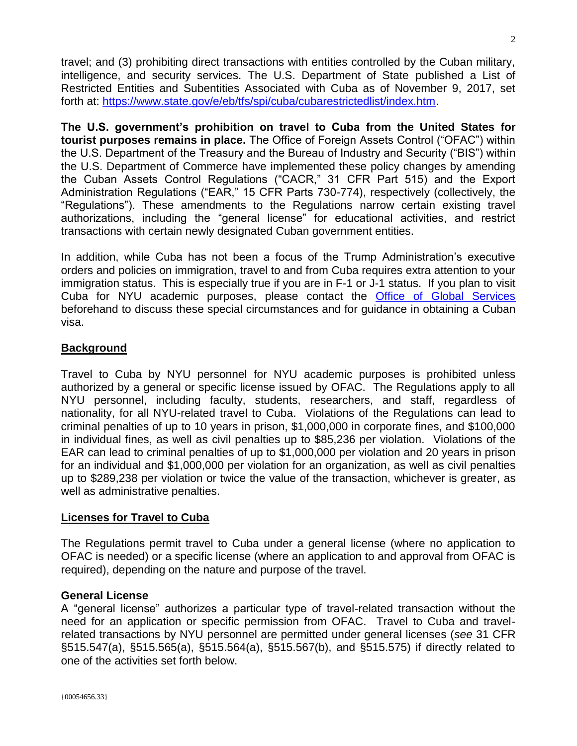travel; and (3) prohibiting direct transactions with entities controlled by the Cuban military, intelligence, and security services. The U.S. Department of State published a List of Restricted Entities and Subentities Associated with Cuba as of November 9, 2017, set forth at: [https://www.state.gov/e/eb/tfs/spi/cuba/cubarestrictedlist/index.htm](https://www.state.gov/e/eb/tfs/spi/cuba/cubarestrictedlist/index.htm).

**The U.S. government's prohibition on travel to Cuba from the United States for tourist purposes remains in place.** The Office of Foreign Assets Control ("OFAC") within the U.S. Department of the Treasury and the Bureau of Industry and Security ("BIS") within the U.S. Department of Commerce have implemented these policy changes by amending the Cuban Assets Control Regulations ("CACR," 31 CFR Part 515) and the Export Administration Regulations ("EAR," 15 CFR Parts 730-774), respectively (collectively, the "Regulations"). These amendments to the Regulations narrow certain existing travel authorizations, including the "general license" for educational activities, and restrict transactions with certain newly designated Cuban government entities.

In addition, while Cuba has not been a focus of the Trump Administration's executive orders and policies on immigration, travel to and from Cuba requires extra attention to your immigration status. This is especially true if you are in F-1 or J-1 status. If you plan to visit Cuba for NYU academic purposes, please contact the [Office of Global Services]() beforehand to discuss these special circumstances and for guidance in obtaining a Cuban visa.

## Background

Travel to Cuba by NYU personnel for NYU academic purposes is prohibited unless authorized by a general or specific license issued by OFAC. The Regulations apply to all NYU personnel, including faculty, students, researchers, and staff, regardless of nationality, for all NYU-related travel to Cuba. Violations of the Regulations can lead to criminal penalties of up to 10 years in prison, \$1,000,000 in corporate fines, and \$100,000 in individual fines, as well as civil penalties up to \$85,236 per violation. Violations of the EAR can lead to criminal penalties of up to \$1,000,000 per violation and 20 years in prison for an individual and \$1,000,000 per violation for an organization, as well as civil penalties up to \$289,238 per violation or twice the value of the transaction, whichever is greater, as well as administrative penalties.

## Licenses for Travel to Cuba

The Regulations permit travel to Cuba under a general license (where no application to OFAC is needed) or a specific license (where an application to and approval from OFAC is required), depending on the nature and purpose of the travel.

### General License

A "general license" authorizes a particular type of travel-related transaction without the need for an application or specific permission from OFAC. Travel to Cuba and travel-related transactions by NYU personnel are permitted under general licenses (*see* 31 CFR §515.547(a), §515.565(a), §515.564(a), §515.567(b), and §515.575) if directly related to one of the activities set forth below.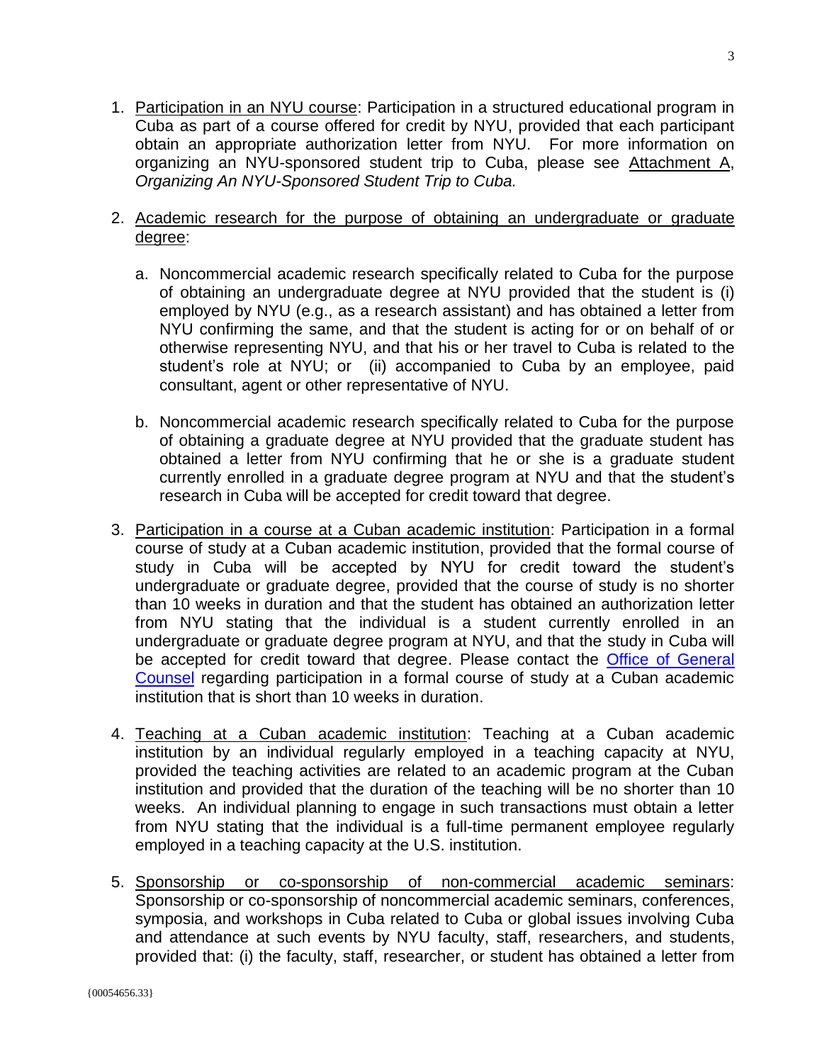1. Participation in an NYU course: Participation in a structured educational program in Cuba as part of a course offered for credit by NYU, provided that each participant obtain an appropriate authorization letter from NYU. For more information on organizing an NYU-sponsored student trip to Cuba, please see Attachment A, *Organizing An NYU-Sponsored Student Trip to Cuba.*

2. Academic research for the purpose of obtaining an undergraduate or graduate degree:

   a. Noncommercial academic research specifically related to Cuba for the purpose of obtaining an undergraduate degree at NYU provided that the student is (i) employed by NYU (e.g., as a research assistant) and has obtained a letter from NYU confirming the same, and that the student is acting for or on behalf of or otherwise representing NYU, and that his or her travel to Cuba is related to the student's role at NYU; or (ii) accompanied to Cuba by an employee, paid consultant, agent or other representative of NYU.

   b. Noncommercial academic research specifically related to Cuba for the purpose of obtaining a graduate degree at NYU provided that the graduate student has obtained a letter from NYU confirming that he or she is a graduate student currently enrolled in a graduate degree program at NYU and that the student's research in Cuba will be accepted for credit toward that degree.

3. Participation in a course at a Cuban academic institution: Participation in a formal course of study at a Cuban academic institution, provided that the formal course of study in Cuba will be accepted by NYU for credit toward the student's undergraduate or graduate degree, provided that the course of study is no shorter than 10 weeks in duration and that the student has obtained an authorization letter from NYU stating that the individual is a student currently enrolled in an undergraduate or graduate degree program at NYU, and that the study in Cuba will be accepted for credit toward that degree. Please contact the Office of General Counsel regarding participation in a formal course of study at a Cuban academic institution that is short than 10 weeks in duration.

4. Teaching at a Cuban academic institution: Teaching at a Cuban academic institution by an individual regularly employed in a teaching capacity at NYU, provided the teaching activities are related to an academic program at the Cuban institution and provided that the duration of the teaching will be no shorter than 10 weeks. An individual planning to engage in such transactions must obtain a letter from NYU stating that the individual is a full-time permanent employee regularly employed in a teaching capacity at the U.S. institution.

5. Sponsorship or co-sponsorship of non-commercial academic seminars: Sponsorship or co-sponsorship of noncommercial academic seminars, conferences, symposia, and workshops in Cuba related to Cuba or global issues involving Cuba and attendance at such events by NYU faculty, staff, researchers, and students, provided that: (i) the faculty, staff, researcher, or student has obtained a letter from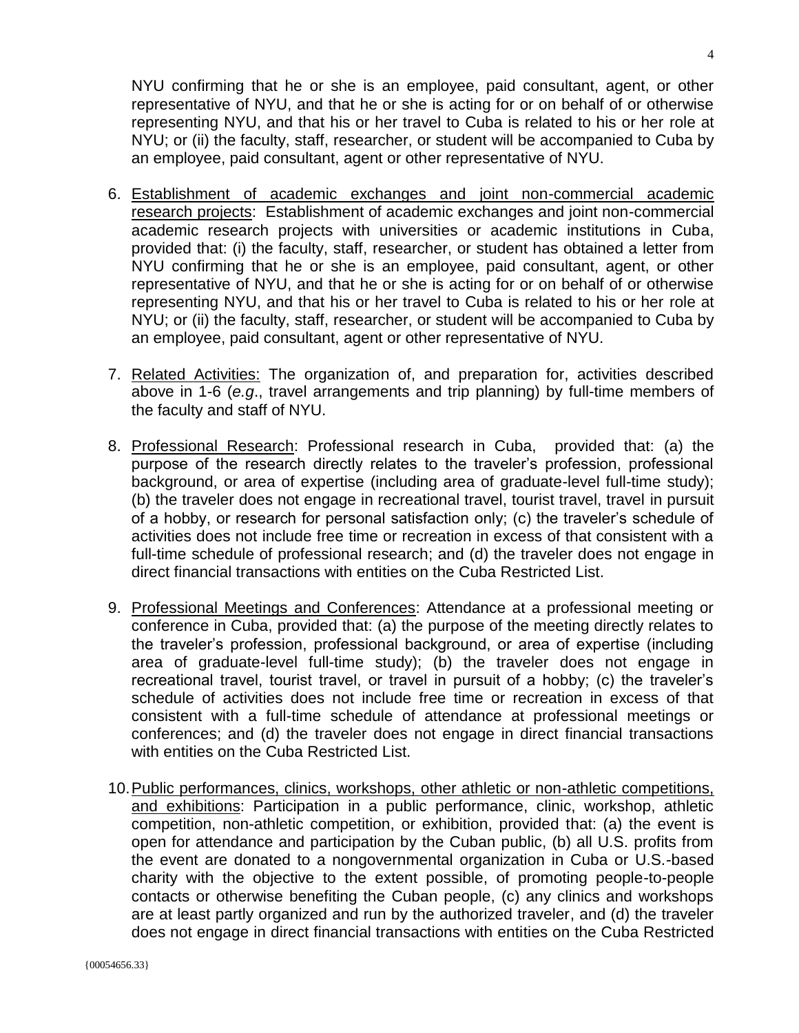NYU confirming that he or she is an employee, paid consultant, agent, or other representative of NYU, and that he or she is acting for or on behalf of or otherwise representing NYU, and that his or her travel to Cuba is related to his or her role at NYU; or (ii) the faculty, staff, researcher, or student will be accompanied to Cuba by an employee, paid consultant, agent or other representative of NYU.

6. <u>Establishment of academic exchanges and joint non-commercial academic research projects</u>: Establishment of academic exchanges and joint non-commercial academic research projects with universities or academic institutions in Cuba, provided that: (i) the faculty, staff, researcher, or student has obtained a letter from NYU confirming that he or she is an employee, paid consultant, agent, or other representative of NYU, and that he or she is acting for or on behalf of or otherwise representing NYU, and that his or her travel to Cuba is related to his or her role at NYU; or (ii) the faculty, staff, researcher, or student will be accompanied to Cuba by an employee, paid consultant, agent or other representative of NYU.

7. <u>Related Activities:</u> The organization of, and preparation for, activities described above in 1-6 (*e.g*., travel arrangements and trip planning) by full-time members of the faculty and staff of NYU.

8. <u>Professional Research</u>: Professional research in Cuba, provided that: (a) the purpose of the research directly relates to the traveler's profession, professional background, or area of expertise (including area of graduate-level full-time study); (b) the traveler does not engage in recreational travel, tourist travel, travel in pursuit of a hobby, or research for personal satisfaction only; (c) the traveler's schedule of activities does not include free time or recreation in excess of that consistent with a full-time schedule of professional research; and (d) the traveler does not engage in direct financial transactions with entities on the Cuba Restricted List.

9. <u>Professional Meetings and Conferences</u>: Attendance at a professional meeting or conference in Cuba, provided that: (a) the purpose of the meeting directly relates to the traveler's profession, professional background, or area of expertise (including area of graduate-level full-time study); (b) the traveler does not engage in recreational travel, tourist travel, or travel in pursuit of a hobby; (c) the traveler's schedule of activities does not include free time or recreation in excess of that consistent with a full-time schedule of attendance at professional meetings or conferences; and (d) the traveler does not engage in direct financial transactions with entities on the Cuba Restricted List.

10. <u>Public performances, clinics, workshops, other athletic or non-athletic competitions, and exhibitions</u>: Participation in a public performance, clinic, workshop, athletic competition, non-athletic competition, or exhibition, provided that: (a) the event is open for attendance and participation by the Cuban public, (b) all U.S. profits from the event are donated to a nongovernmental organization in Cuba or U.S.-based charity with the objective to the extent possible, of promoting people-to-people contacts or otherwise benefiting the Cuban people, (c) any clinics and workshops are at least partly organized and run by the authorized traveler, and (d) the traveler does not engage in direct financial transactions with entities on the Cuba Restricted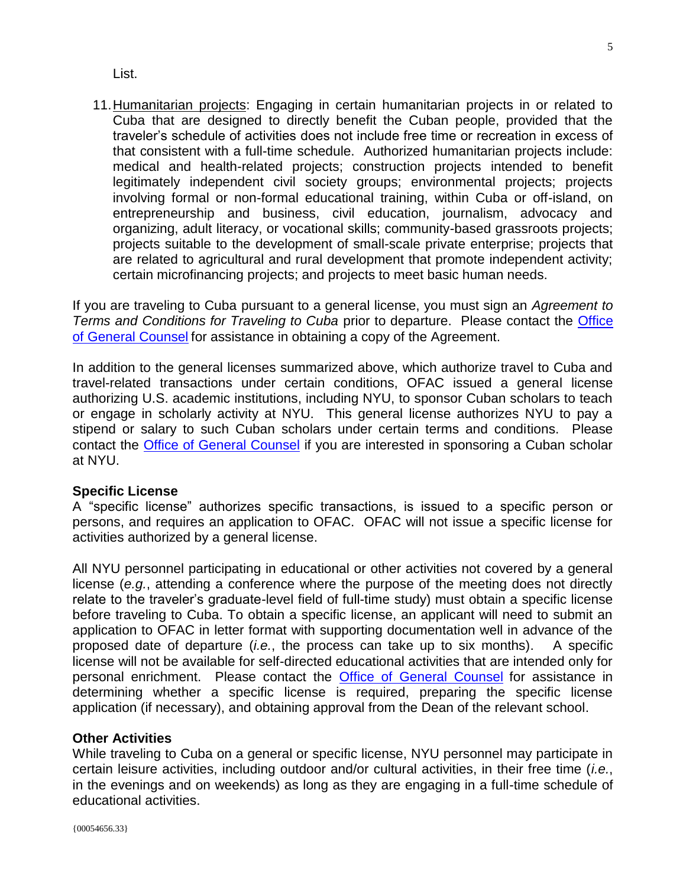List.

11. Humanitarian projects: Engaging in certain humanitarian projects in or related to Cuba that are designed to directly benefit the Cuban people, provided that the traveler's schedule of activities does not include free time or recreation in excess of that consistent with a full-time schedule. Authorized humanitarian projects include: medical and health-related projects; construction projects intended to benefit legitimately independent civil society groups; environmental projects; projects involving formal or non-formal educational training, within Cuba or off-island, on entrepreneurship and business, civil education, journalism, advocacy and organizing, adult literacy, or vocational skills; community-based grassroots projects; projects suitable to the development of small-scale private enterprise; projects that are related to agricultural and rural development that promote independent activity; certain microfinancing projects; and projects to meet basic human needs.

If you are traveling to Cuba pursuant to a general license, you must sign an *Agreement to Terms and Conditions for Traveling to Cuba* prior to departure. Please contact the Office of General Counsel for assistance in obtaining a copy of the Agreement.

In addition to the general licenses summarized above, which authorize travel to Cuba and travel-related transactions under certain conditions, OFAC issued a general license authorizing U.S. academic institutions, including NYU, to sponsor Cuban scholars to teach or engage in scholarly activity at NYU. This general license authorizes NYU to pay a stipend or salary to such Cuban scholars under certain terms and conditions. Please contact the Office of General Counsel if you are interested in sponsoring a Cuban scholar at NYU.

**Specific License**

A "specific license" authorizes specific transactions, is issued to a specific person or persons, and requires an application to OFAC. OFAC will not issue a specific license for activities authorized by a general license.

All NYU personnel participating in educational or other activities not covered by a general license (*e.g.*, attending a conference where the purpose of the meeting does not directly relate to the traveler's graduate-level field of full-time study) must obtain a specific license before traveling to Cuba. To obtain a specific license, an applicant will need to submit an application to OFAC in letter format with supporting documentation well in advance of the proposed date of departure (*i.e.*, the process can take up to six months). A specific license will not be available for self-directed educational activities that are intended only for personal enrichment. Please contact the Office of General Counsel for assistance in determining whether a specific license is required, preparing the specific license application (if necessary), and obtaining approval from the Dean of the relevant school.

**Other Activities**

While traveling to Cuba on a general or specific license, NYU personnel may participate in certain leisure activities, including outdoor and/or cultural activities, in their free time (*i.e.*, in the evenings and on weekends) as long as they are engaging in a full-time schedule of educational activities.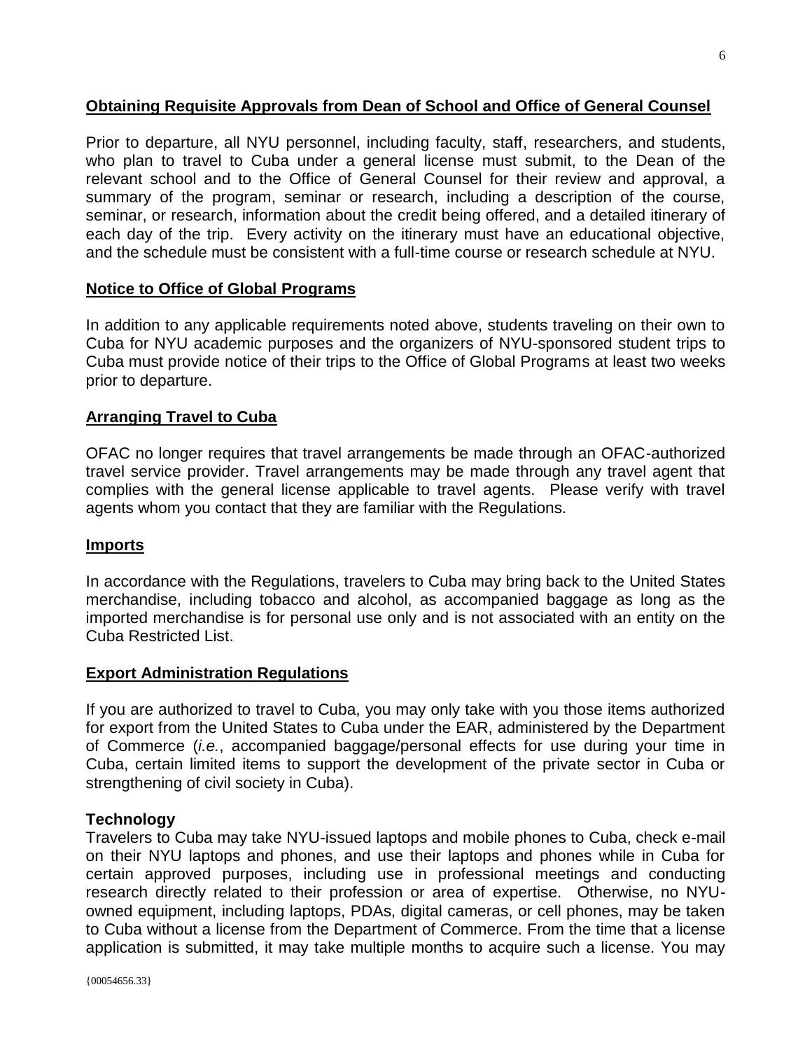## Obtaining Requisite Approvals from Dean of School and Office of General Counsel

Prior to departure, all NYU personnel, including faculty, staff, researchers, and students, who plan to travel to Cuba under a general license must submit, to the Dean of the relevant school and to the Office of General Counsel for their review and approval, a summary of the program, seminar or research, including a description of the course, seminar, or research, information about the credit being offered, and a detailed itinerary of each day of the trip. Every activity on the itinerary must have an educational objective, and the schedule must be consistent with a full-time course or research schedule at NYU.

## Notice to Office of Global Programs

In addition to any applicable requirements noted above, students traveling on their own to Cuba for NYU academic purposes and the organizers of NYU-sponsored student trips to Cuba must provide notice of their trips to the Office of Global Programs at least two weeks prior to departure.

## Arranging Travel to Cuba

OFAC no longer requires that travel arrangements be made through an OFAC-authorized travel service provider. Travel arrangements may be made through any travel agent that complies with the general license applicable to travel agents. Please verify with travel agents whom you contact that they are familiar with the Regulations.

## Imports

In accordance with the Regulations, travelers to Cuba may bring back to the United States merchandise, including tobacco and alcohol, as accompanied baggage as long as the imported merchandise is for personal use only and is not associated with an entity on the Cuba Restricted List.

## Export Administration Regulations

If you are authorized to travel to Cuba, you may only take with you those items authorized for export from the United States to Cuba under the EAR, administered by the Department of Commerce (*i.e.*, accompanied baggage/personal effects for use during your time in Cuba, certain limited items to support the development of the private sector in Cuba or strengthening of civil society in Cuba).

### Technology

Travelers to Cuba may take NYU-issued laptops and mobile phones to Cuba, check e-mail on their NYU laptops and phones, and use their laptops and phones while in Cuba for certain approved purposes, including use in professional meetings and conducting research directly related to their profession or area of expertise. Otherwise, no NYU-owned equipment, including laptops, PDAs, digital cameras, or cell phones, may be taken to Cuba without a license from the Department of Commerce. From the time that a license application is submitted, it may take multiple months to acquire such a license. You may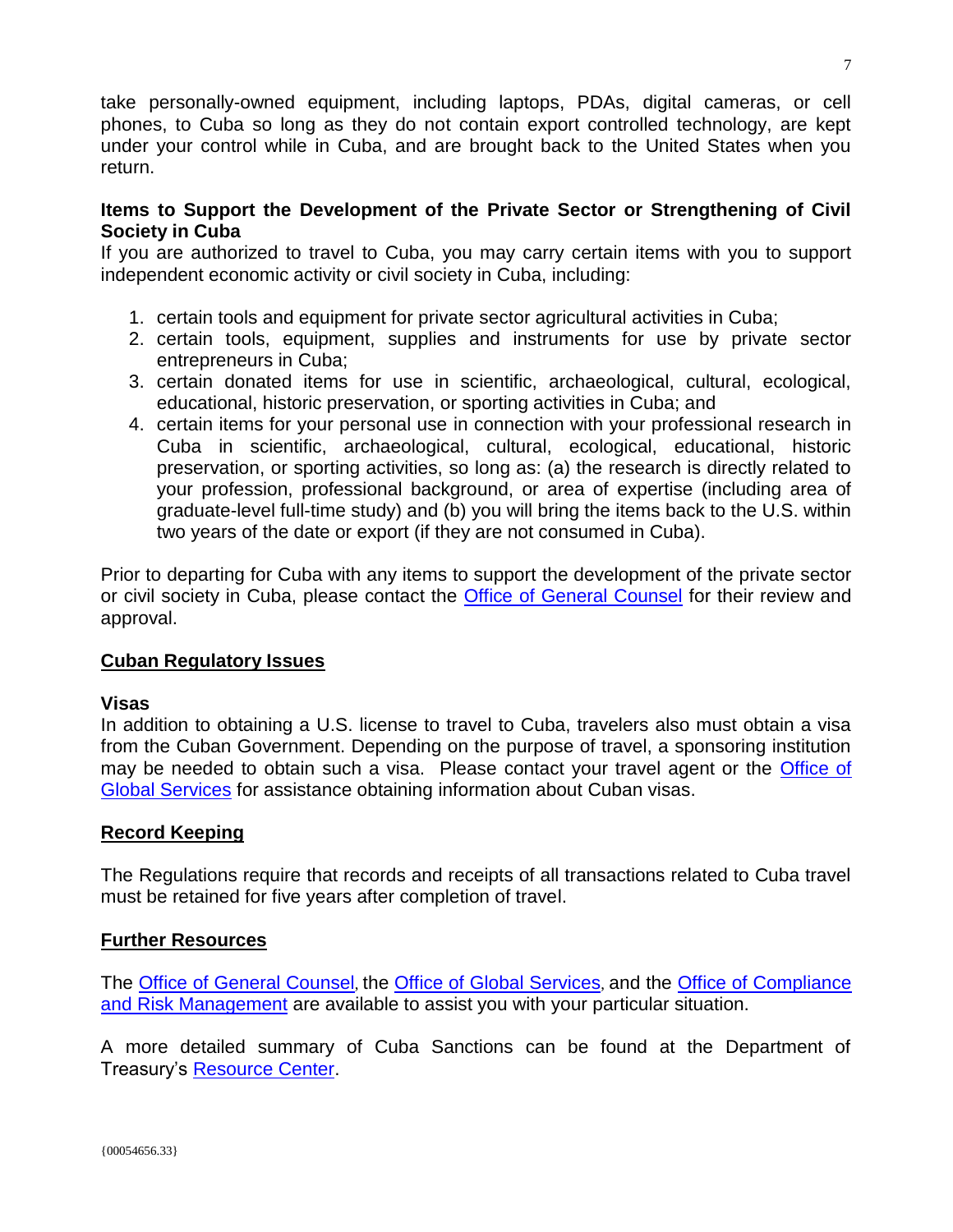take personally-owned equipment, including laptops, PDAs, digital cameras, or cell phones, to Cuba so long as they do not contain export controlled technology, are kept under your control while in Cuba, and are brought back to the United States when you return.

**Items to Support the Development of the Private Sector or Strengthening of Civil Society in Cuba**

If you are authorized to travel to Cuba, you may carry certain items with you to support independent economic activity or civil society in Cuba, including:

1. certain tools and equipment for private sector agricultural activities in Cuba;
2. certain tools, equipment, supplies and instruments for use by private sector entrepreneurs in Cuba;
3. certain donated items for use in scientific, archaeological, cultural, ecological, educational, historic preservation, or sporting activities in Cuba; and
4. certain items for your personal use in connection with your professional research in Cuba in scientific, archaeological, cultural, ecological, educational, historic preservation, or sporting activities, so long as: (a) the research is directly related to your profession, professional background, or area of expertise (including area of graduate-level full-time study) and (b) you will bring the items back to the U.S. within two years of the date or export (if they are not consumed in Cuba).

Prior to departing for Cuba with any items to support the development of the private sector or civil society in Cuba, please contact the Office of General Counsel for their review and approval.

## Cuban Regulatory Issues

**Visas**

In addition to obtaining a U.S. license to travel to Cuba, travelers also must obtain a visa from the Cuban Government. Depending on the purpose of travel, a sponsoring institution may be needed to obtain such a visa. Please contact your travel agent or the Office of Global Services for assistance obtaining information about Cuban visas.

## Record Keeping

The Regulations require that records and receipts of all transactions related to Cuba travel must be retained for five years after completion of travel.

## Further Resources

The Office of General Counsel, the Office of Global Services, and the Office of Compliance and Risk Management are available to assist you with your particular situation.

A more detailed summary of Cuba Sanctions can be found at the Department of Treasury's Resource Center.

{00054656.33}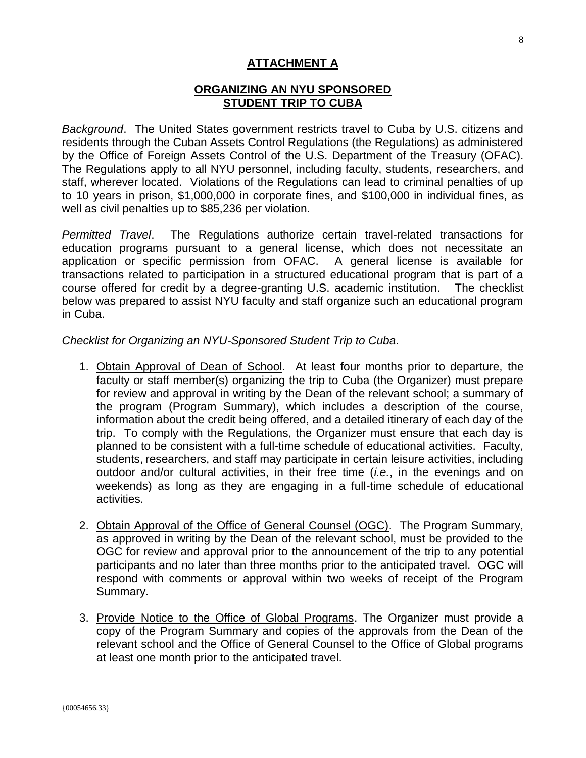## ATTACHMENT A

## ORGANIZING AN NYU SPONSORED STUDENT TRIP TO CUBA

*Background*. The United States government restricts travel to Cuba by U.S. citizens and residents through the Cuban Assets Control Regulations (the Regulations) as administered by the Office of Foreign Assets Control of the U.S. Department of the Treasury (OFAC). The Regulations apply to all NYU personnel, including faculty, students, researchers, and staff, wherever located. Violations of the Regulations can lead to criminal penalties of up to 10 years in prison, $1,000,000 in corporate fines, and $100,000 in individual fines, as well as civil penalties up to $85,236 per violation.

*Permitted Travel*. The Regulations authorize certain travel-related transactions for education programs pursuant to a general license, which does not necessitate an application or specific permission from OFAC. A general license is available for transactions related to participation in a structured educational program that is part of a course offered for credit by a degree-granting U.S. academic institution. The checklist below was prepared to assist NYU faculty and staff organize such an educational program in Cuba.

*Checklist for Organizing an NYU-Sponsored Student Trip to Cuba*.

1. Obtain Approval of Dean of School. At least four months prior to departure, the faculty or staff member(s) organizing the trip to Cuba (the Organizer) must prepare for review and approval in writing by the Dean of the relevant school; a summary of the program (Program Summary), which includes a description of the course, information about the credit being offered, and a detailed itinerary of each day of the trip. To comply with the Regulations, the Organizer must ensure that each day is planned to be consistent with a full-time schedule of educational activities. Faculty, students, researchers, and staff may participate in certain leisure activities, including outdoor and/or cultural activities, in their free time (*i.e.*, in the evenings and on weekends) as long as they are engaging in a full-time schedule of educational activities.

2. Obtain Approval of the Office of General Counsel (OGC). The Program Summary, as approved in writing by the Dean of the relevant school, must be provided to the OGC for review and approval prior to the announcement of the trip to any potential participants and no later than three months prior to the anticipated travel. OGC will respond with comments or approval within two weeks of receipt of the Program Summary.

3. Provide Notice to the Office of Global Programs. The Organizer must provide a copy of the Program Summary and copies of the approvals from the Dean of the relevant school and the Office of General Counsel to the Office of Global programs at least one month prior to the anticipated travel.

{00054656.33}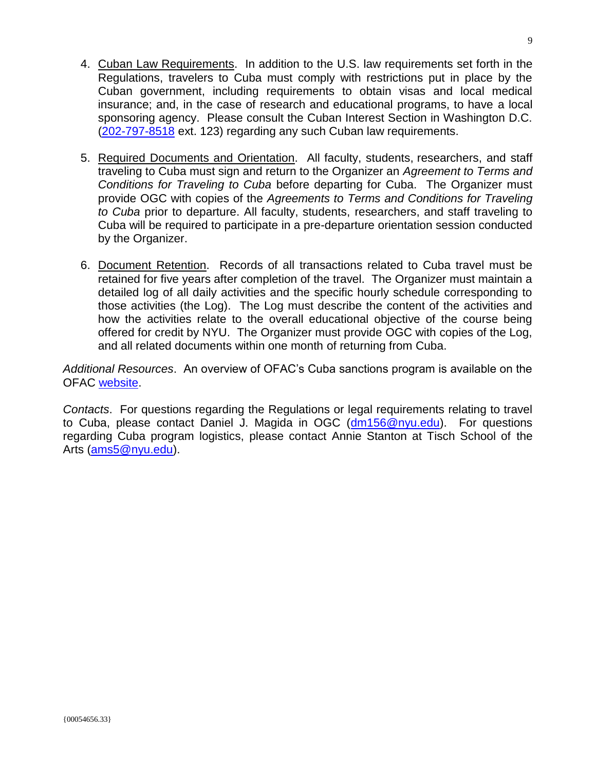4. Cuban Law Requirements. In addition to the U.S. law requirements set forth in the Regulations, travelers to Cuba must comply with restrictions put in place by the Cuban government, including requirements to obtain visas and local medical insurance; and, in the case of research and educational programs, to have a local sponsoring agency. Please consult the Cuban Interest Section in Washington D.C. (202-797-8518 ext. 123) regarding any such Cuban law requirements.

5. Required Documents and Orientation. All faculty, students, researchers, and staff traveling to Cuba must sign and return to the Organizer an *Agreement to Terms and Conditions for Traveling to Cuba* before departing for Cuba. The Organizer must provide OGC with copies of the *Agreements to Terms and Conditions for Traveling to Cuba* prior to departure. All faculty, students, researchers, and staff traveling to Cuba will be required to participate in a pre-departure orientation session conducted by the Organizer.

6. Document Retention. Records of all transactions related to Cuba travel must be retained for five years after completion of the travel. The Organizer must maintain a detailed log of all daily activities and the specific hourly schedule corresponding to those activities (the Log). The Log must describe the content of the activities and how the activities relate to the overall educational objective of the course being offered for credit by NYU. The Organizer must provide OGC with copies of the Log, and all related documents within one month of returning from Cuba.

*Additional Resources*. An overview of OFAC's Cuba sanctions program is available on the OFAC website.

*Contacts*. For questions regarding the Regulations or legal requirements relating to travel to Cuba, please contact Daniel J. Magida in OGC (dm156@nyu.edu). For questions regarding Cuba program logistics, please contact Annie Stanton at Tisch School of the Arts (ams5@nyu.edu).

{00054656.33}